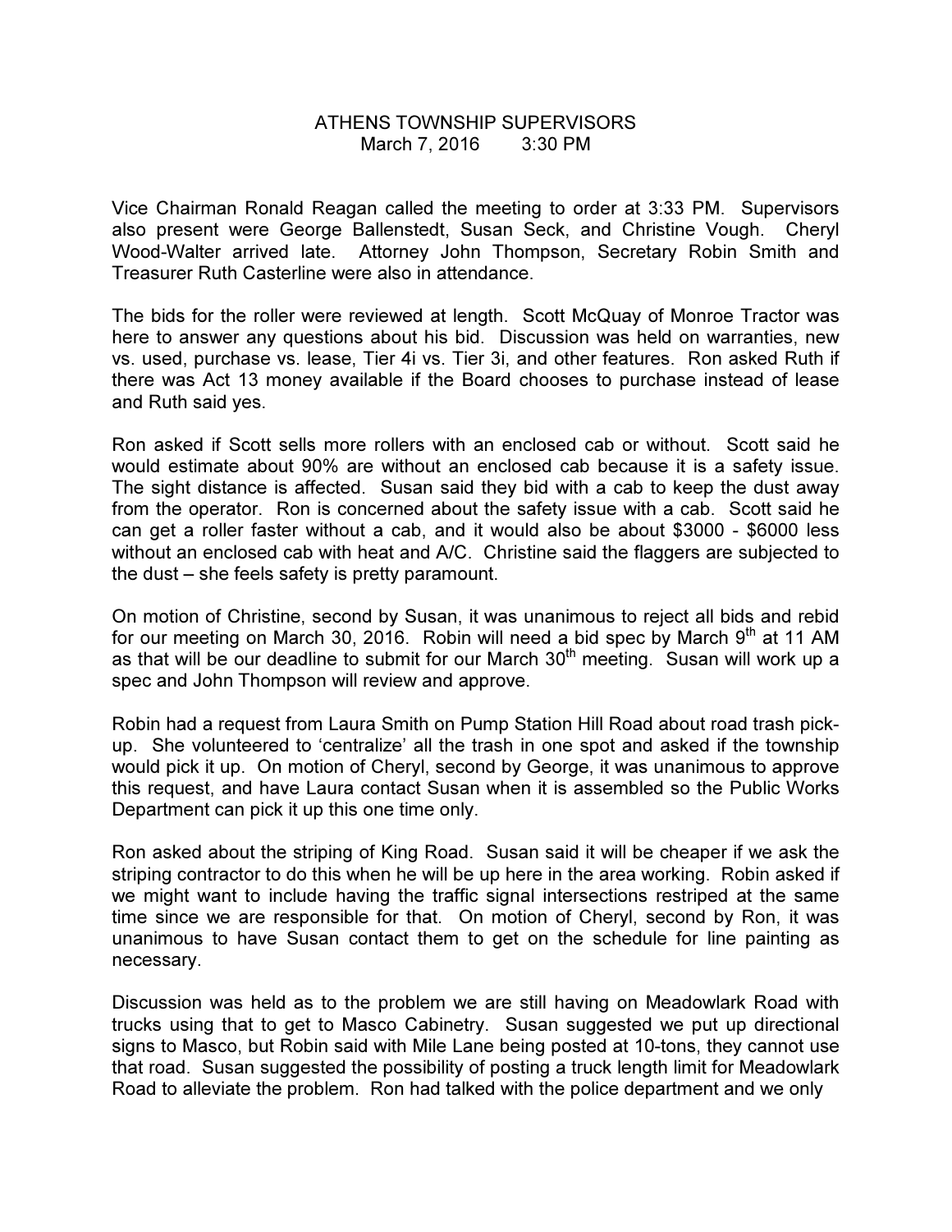# ATHENS TOWNSHIP SUPERVISORS
March 7, 2016 3:30 PM

Vice Chairman Ronald Reagan called the meeting to order at 3:33 PM. Supervisors also present were George Ballenstedt, Susan Seck, and Christine Vough. Cheryl Wood-Walter arrived late. Attorney John Thompson, Secretary Robin Smith and Treasurer Ruth Casterline were also in attendance.

The bids for the roller were reviewed at length. Scott McQuay of Monroe Tractor was here to answer any questions about his bid. Discussion was held on warranties, new vs. used, purchase vs. lease, Tier 4i vs. Tier 3i, and other features. Ron asked Ruth if there was Act 13 money available if the Board chooses to purchase instead of lease and Ruth said yes.

Ron asked if Scott sells more rollers with an enclosed cab or without. Scott said he would estimate about 90% are without an enclosed cab because it is a safety issue. The sight distance is affected. Susan said they bid with a cab to keep the dust away from the operator. Ron is concerned about the safety issue with a cab. Scott said he can get a roller faster without a cab, and it would also be about $3000 - $6000 less without an enclosed cab with heat and A/C. Christine said the flaggers are subjected to the dust – she feels safety is pretty paramount.

On motion of Christine, second by Susan, it was unanimous to reject all bids and rebid for our meeting on March 30, 2016. Robin will need a bid spec by March 9th at 11 AM as that will be our deadline to submit for our March 30th meeting. Susan will work up a spec and John Thompson will review and approve.

Robin had a request from Laura Smith on Pump Station Hill Road about road trash pick-up. She volunteered to 'centralize' all the trash in one spot and asked if the township would pick it up. On motion of Cheryl, second by George, it was unanimous to approve this request, and have Laura contact Susan when it is assembled so the Public Works Department can pick it up this one time only.

Ron asked about the striping of King Road. Susan said it will be cheaper if we ask the striping contractor to do this when he will be up here in the area working. Robin asked if we might want to include having the traffic signal intersections restriped at the same time since we are responsible for that. On motion of Cheryl, second by Ron, it was unanimous to have Susan contact them to get on the schedule for line painting as necessary.

Discussion was held as to the problem we are still having on Meadowlark Road with trucks using that to get to Masco Cabinetry. Susan suggested we put up directional signs to Masco, but Robin said with Mile Lane being posted at 10-tons, they cannot use that road. Susan suggested the possibility of posting a truck length limit for Meadowlark Road to alleviate the problem. Ron had talked with the police department and we only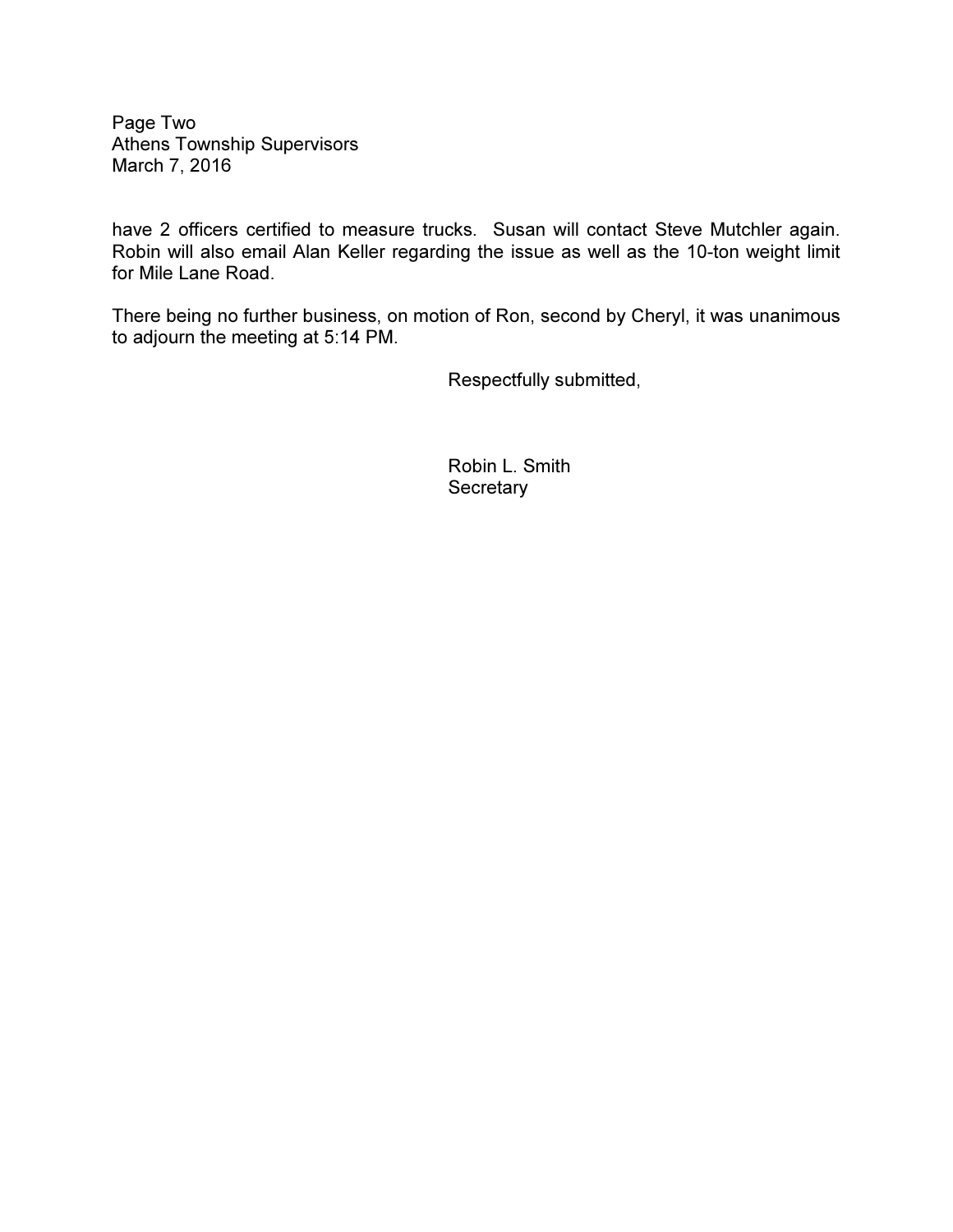have 2 officers certified to measure trucks. Susan will contact Steve Mutchler again. Robin will also email Alan Keller regarding the issue as well as the 10-ton weight limit for Mile Lane Road.

There being no further business, on motion of Ron, second by Cheryl, it was unanimous to adjourn the meeting at 5:14 PM.

Respectfully submitted,

Robin L. Smith
Secretary